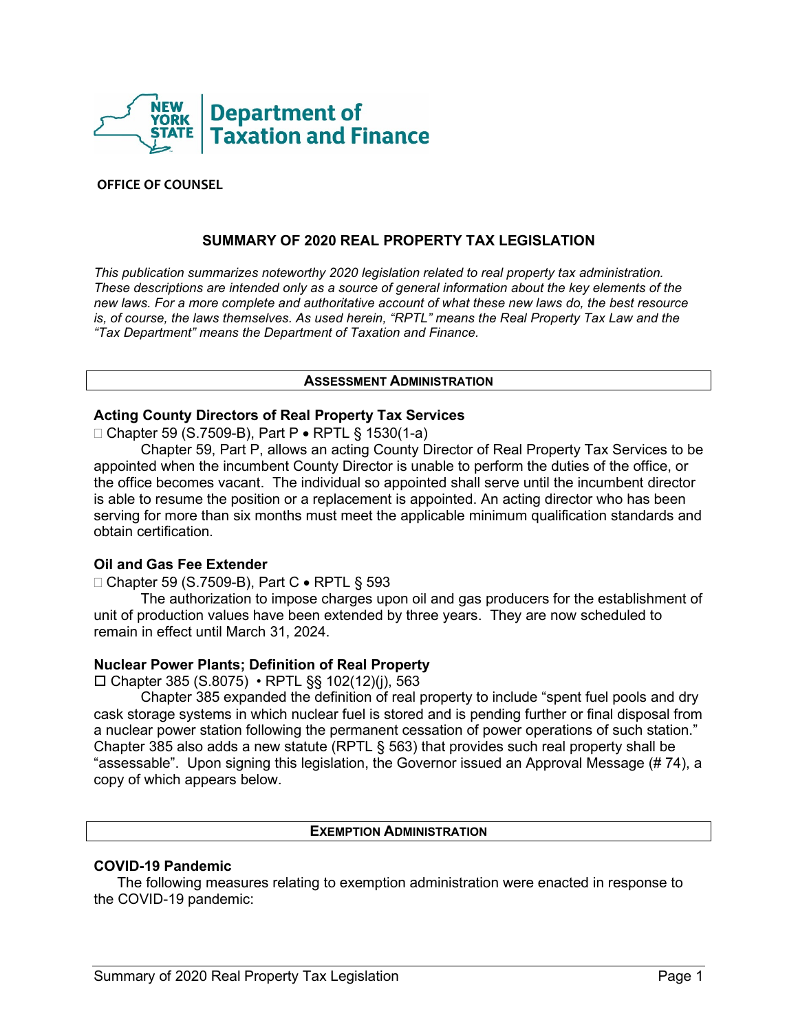OFFICE OF COUNSEL

# SUMMARY OF 2020 REAL PROPERTY TAX LEGISLATION

*This publication summarizes noteworthy 2020 legislation related to real property tax administration. These descriptions are intended only as a source of general information about the key elements of the new laws. For a more complete and authoritative account of what these new laws do, the best resource is, of course, the laws themselves. As used herein, "RPTL" means the Real Property Tax Law and the "Tax Department" means the Department of Taxation and Finance.*

## ASSESSMENT ADMINISTRATION

### Acting County Directors of Real Property Tax Services

☐ Chapter 59 (S.7509-B), Part P • RPTL § 1530(1-a)

Chapter 59, Part P, allows an acting County Director of Real Property Tax Services to be appointed when the incumbent County Director is unable to perform the duties of the office, or the office becomes vacant. The individual so appointed shall serve until the incumbent director is able to resume the position or a replacement is appointed. An acting director who has been serving for more than six months must meet the applicable minimum qualification standards and obtain certification.

### Oil and Gas Fee Extender

☐ Chapter 59 (S.7509-B), Part C • RPTL § 593

The authorization to impose charges upon oil and gas producers for the establishment of unit of production values have been extended by three years. They are now scheduled to remain in effect until March 31, 2024.

### Nuclear Power Plants; Definition of Real Property

☐ Chapter 385 (S.8075) • RPTL §§ 102(12)(j), 563

Chapter 385 expanded the definition of real property to include "spent fuel pools and dry cask storage systems in which nuclear fuel is stored and is pending further or final disposal from a nuclear power station following the permanent cessation of power operations of such station." Chapter 385 also adds a new statute (RPTL § 563) that provides such real property shall be "assessable". Upon signing this legislation, the Governor issued an Approval Message (# 74), a copy of which appears below.

## EXEMPTION ADMINISTRATION

### COVID-19 Pandemic

The following measures relating to exemption administration were enacted in response to the COVID-19 pandemic: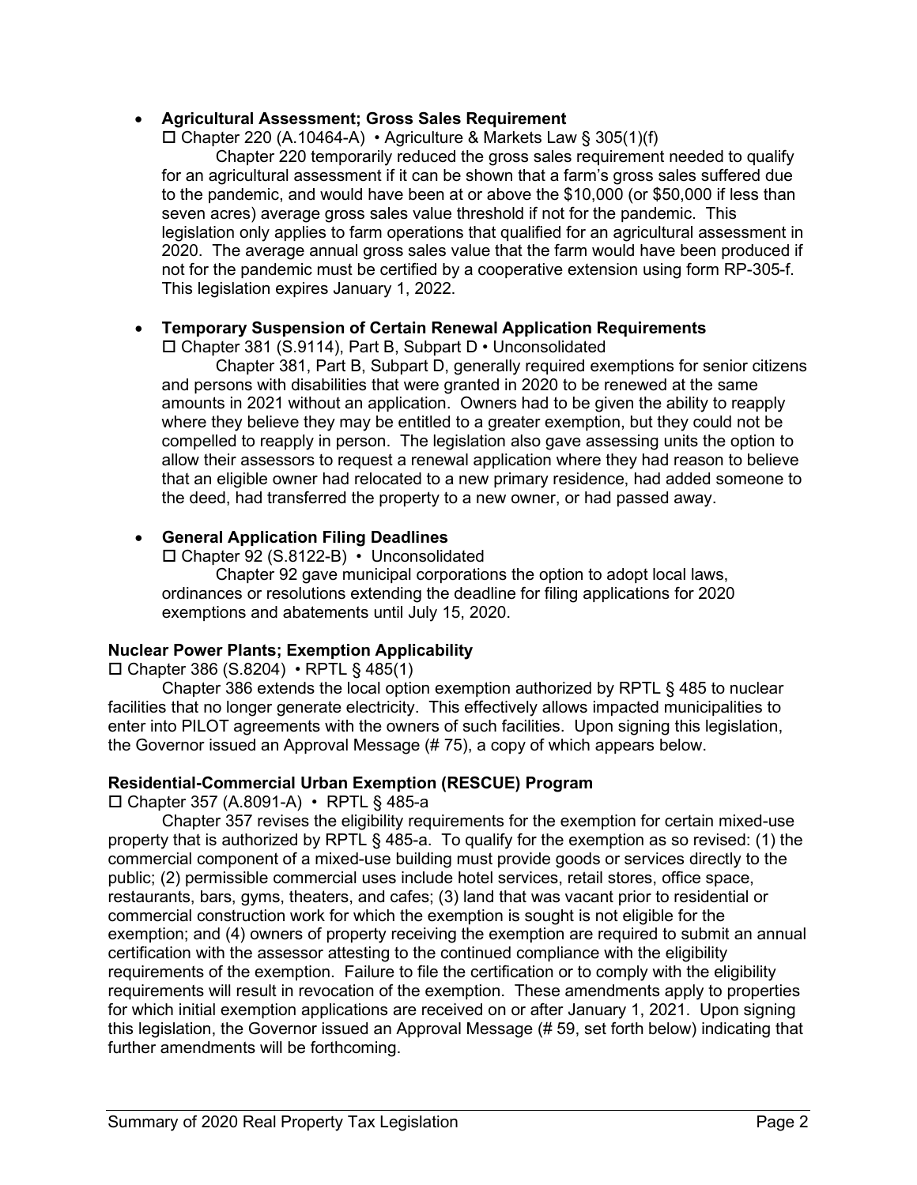- **Agricultural Assessment; Gross Sales Requirement**

  ☐ Chapter 220 (A.10464-A) • Agriculture & Markets Law § 305(1)(f)

  Chapter 220 temporarily reduced the gross sales requirement needed to qualify for an agricultural assessment if it can be shown that a farm's gross sales suffered due to the pandemic, and would have been at or above the $10,000 (or $50,000 if less than seven acres) average gross sales value threshold if not for the pandemic. This legislation only applies to farm operations that qualified for an agricultural assessment in 2020. The average annual gross sales value that the farm would have been produced if not for the pandemic must be certified by a cooperative extension using form RP-305-f. This legislation expires January 1, 2022.

- **Temporary Suspension of Certain Renewal Application Requirements**

  ☐ Chapter 381 (S.9114), Part B, Subpart D • Unconsolidated

  Chapter 381, Part B, Subpart D, generally required exemptions for senior citizens and persons with disabilities that were granted in 2020 to be renewed at the same amounts in 2021 without an application. Owners had to be given the ability to reapply where they believe they may be entitled to a greater exemption, but they could not be compelled to reapply in person. The legislation also gave assessing units the option to allow their assessors to request a renewal application where they had reason to believe that an eligible owner had relocated to a new primary residence, had added someone to the deed, had transferred the property to a new owner, or had passed away.

- **General Application Filing Deadlines**

  ☐ Chapter 92 (S.8122-B) • Unconsolidated

  Chapter 92 gave municipal corporations the option to adopt local laws, ordinances or resolutions extending the deadline for filing applications for 2020 exemptions and abatements until July 15, 2020.

**Nuclear Power Plants; Exemption Applicability**

☐ Chapter 386 (S.8204) • RPTL § 485(1)

Chapter 386 extends the local option exemption authorized by RPTL § 485 to nuclear facilities that no longer generate electricity. This effectively allows impacted municipalities to enter into PILOT agreements with the owners of such facilities. Upon signing this legislation, the Governor issued an Approval Message (# 75), a copy of which appears below.

**Residential-Commercial Urban Exemption (RESCUE) Program**

☐ Chapter 357 (A.8091-A) • RPTL § 485-a

Chapter 357 revises the eligibility requirements for the exemption for certain mixed-use property that is authorized by RPTL § 485-a. To qualify for the exemption as so revised: (1) the commercial component of a mixed-use building must provide goods or services directly to the public; (2) permissible commercial uses include hotel services, retail stores, office space, restaurants, bars, gyms, theaters, and cafes; (3) land that was vacant prior to residential or commercial construction work for which the exemption is sought is not eligible for the exemption; and (4) owners of property receiving the exemption are required to submit an annual certification with the assessor attesting to the continued compliance with the eligibility requirements of the exemption. Failure to file the certification or to comply with the eligibility requirements will result in revocation of the exemption. These amendments apply to properties for which initial exemption applications are received on or after January 1, 2021. Upon signing this legislation, the Governor issued an Approval Message (# 59, set forth below) indicating that further amendments will be forthcoming.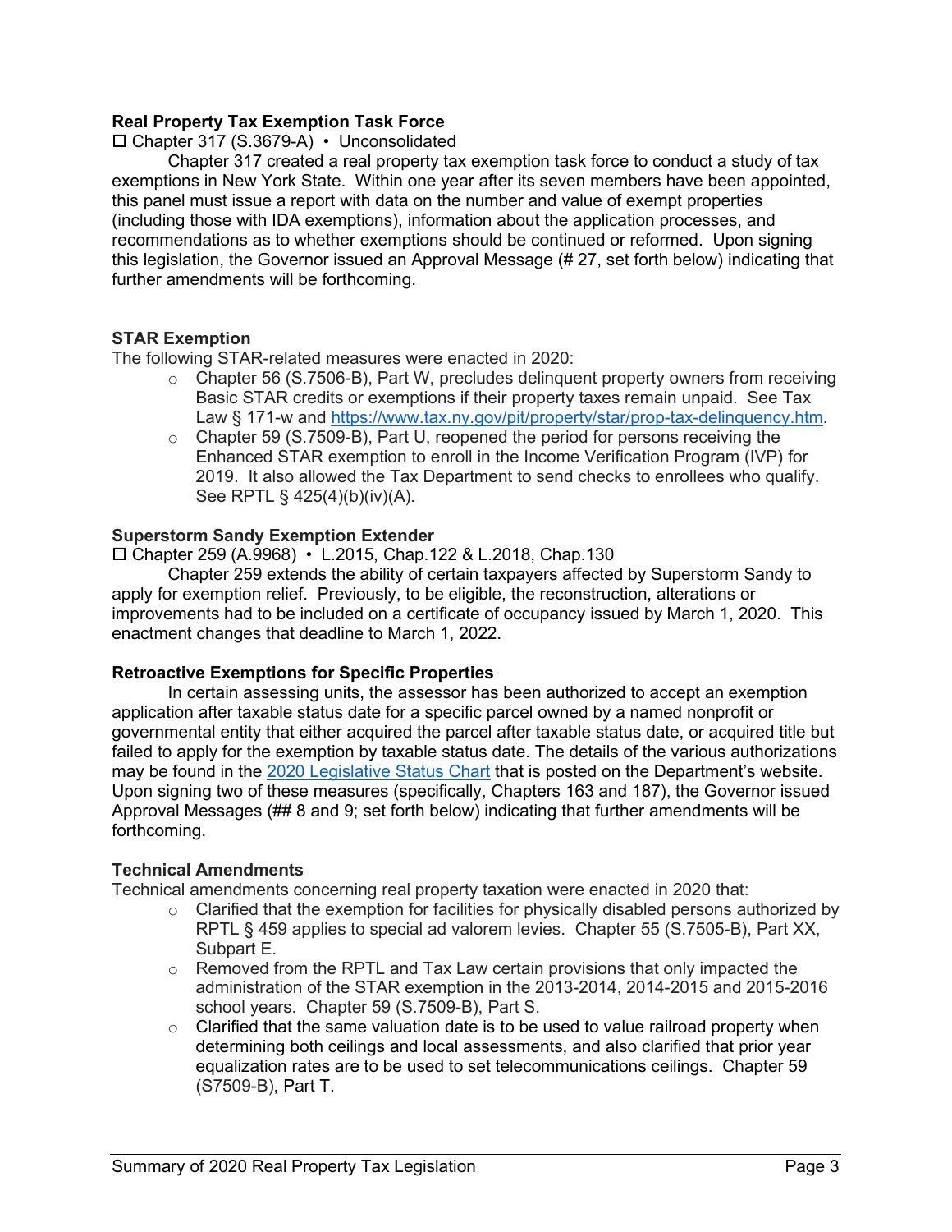**Real Property Tax Exemption Task Force**

☐ Chapter 317 (S.3679-A) • Unconsolidated

Chapter 317 created a real property tax exemption task force to conduct a study of tax exemptions in New York State. Within one year after its seven members have been appointed, this panel must issue a report with data on the number and value of exempt properties (including those with IDA exemptions), information about the application processes, and recommendations as to whether exemptions should be continued or reformed. Upon signing this legislation, the Governor issued an Approval Message (# 27, set forth below) indicating that further amendments will be forthcoming.

**STAR Exemption**

The following STAR-related measures were enacted in 2020:

- Chapter 56 (S.7506-B), Part W, precludes delinquent property owners from receiving Basic STAR credits or exemptions if their property taxes remain unpaid. See Tax Law § 171-w and https://www.tax.ny.gov/pit/property/star/prop-tax-delinquency.htm.
- Chapter 59 (S.7509-B), Part U, reopened the period for persons receiving the Enhanced STAR exemption to enroll in the Income Verification Program (IVP) for 2019. It also allowed the Tax Department to send checks to enrollees who qualify. See RPTL § 425(4)(b)(iv)(A).

**Superstorm Sandy Exemption Extender**

☐ Chapter 259 (A.9968) • L.2015, Chap.122 & L.2018, Chap.130

Chapter 259 extends the ability of certain taxpayers affected by Superstorm Sandy to apply for exemption relief. Previously, to be eligible, the reconstruction, alterations or improvements had to be included on a certificate of occupancy issued by March 1, 2020. This enactment changes that deadline to March 1, 2022.

**Retroactive Exemptions for Specific Properties**

In certain assessing units, the assessor has been authorized to accept an exemption application after taxable status date for a specific parcel owned by a named nonprofit or governmental entity that either acquired the parcel after taxable status date, or acquired title but failed to apply for the exemption by taxable status date. The details of the various authorizations may be found in the 2020 Legislative Status Chart that is posted on the Department's website. Upon signing two of these measures (specifically, Chapters 163 and 187), the Governor issued Approval Messages (## 8 and 9; set forth below) indicating that further amendments will be forthcoming.

**Technical Amendments**

Technical amendments concerning real property taxation were enacted in 2020 that:

- Clarified that the exemption for facilities for physically disabled persons authorized by RPTL § 459 applies to special ad valorem levies. Chapter 55 (S.7505-B), Part XX, Subpart E.
- Removed from the RPTL and Tax Law certain provisions that only impacted the administration of the STAR exemption in the 2013-2014, 2014-2015 and 2015-2016 school years. Chapter 59 (S.7509-B), Part S.
- Clarified that the same valuation date is to be used to value railroad property when determining both ceilings and local assessments, and also clarified that prior year equalization rates are to be used to set telecommunications ceilings. Chapter 59 (S7509-B), Part T.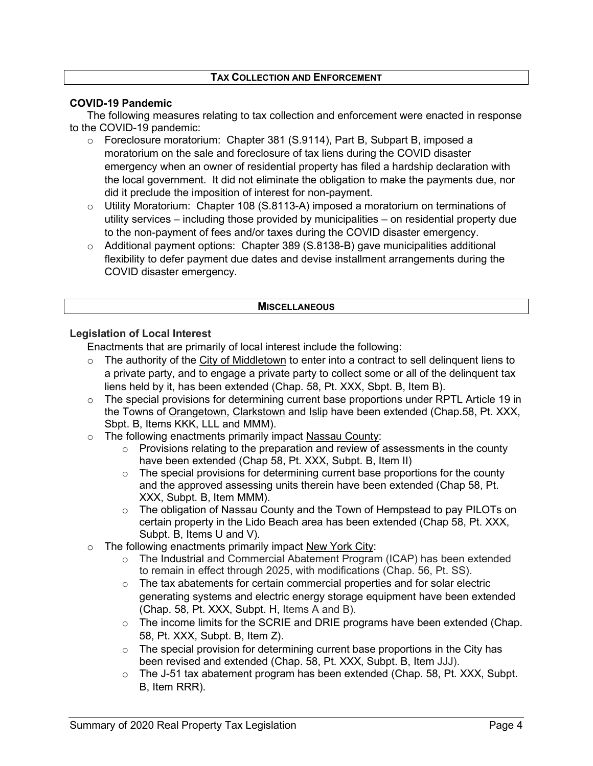## Tax Collection and Enforcement

### COVID-19 Pandemic

The following measures relating to tax collection and enforcement were enacted in response to the COVID-19 pandemic:

- Foreclosure moratorium: Chapter 381 (S.9114), Part B, Subpart B, imposed a moratorium on the sale and foreclosure of tax liens during the COVID disaster emergency when an owner of residential property has filed a hardship declaration with the local government. It did not eliminate the obligation to make the payments due, nor did it preclude the imposition of interest for non-payment.
- Utility Moratorium: Chapter 108 (S.8113-A) imposed a moratorium on terminations of utility services – including those provided by municipalities – on residential property due to the non-payment of fees and/or taxes during the COVID disaster emergency.
- Additional payment options: Chapter 389 (S.8138-B) gave municipalities additional flexibility to defer payment due dates and devise installment arrangements during the COVID disaster emergency.

## Miscellaneous

### Legislation of Local Interest

Enactments that are primarily of local interest include the following:

- The authority of the City of Middletown to enter into a contract to sell delinquent liens to a private party, and to engage a private party to collect some or all of the delinquent tax liens held by it, has been extended (Chap. 58, Pt. XXX, Sbpt. B, Item B).
- The special provisions for determining current base proportions under RPTL Article 19 in the Towns of Orangetown, Clarkstown and Islip have been extended (Chap.58, Pt. XXX, Sbpt. B, Items KKK, LLL and MMM).
- The following enactments primarily impact Nassau County:
  - Provisions relating to the preparation and review of assessments in the county have been extended (Chap 58, Pt. XXX, Subpt. B, Item II)
  - The special provisions for determining current base proportions for the county and the approved assessing units therein have been extended (Chap 58, Pt. XXX, Subpt. B, Item MMM).
  - The obligation of Nassau County and the Town of Hempstead to pay PILOTs on certain property in the Lido Beach area has been extended (Chap 58, Pt. XXX, Subpt. B, Items U and V).
- The following enactments primarily impact New York City:
  - The Industrial and Commercial Abatement Program (ICAP) has been extended to remain in effect through 2025, with modifications (Chap. 56, Pt. SS).
  - The tax abatements for certain commercial properties and for solar electric generating systems and electric energy storage equipment have been extended (Chap. 58, Pt. XXX, Subpt. H, Items A and B).
  - The income limits for the SCRIE and DRIE programs have been extended (Chap. 58, Pt. XXX, Subpt. B, Item Z).
  - The special provision for determining current base proportions in the City has been revised and extended (Chap. 58, Pt. XXX, Subpt. B, Item JJJ).
  - The J-51 tax abatement program has been extended (Chap. 58, Pt. XXX, Subpt. B, Item RRR).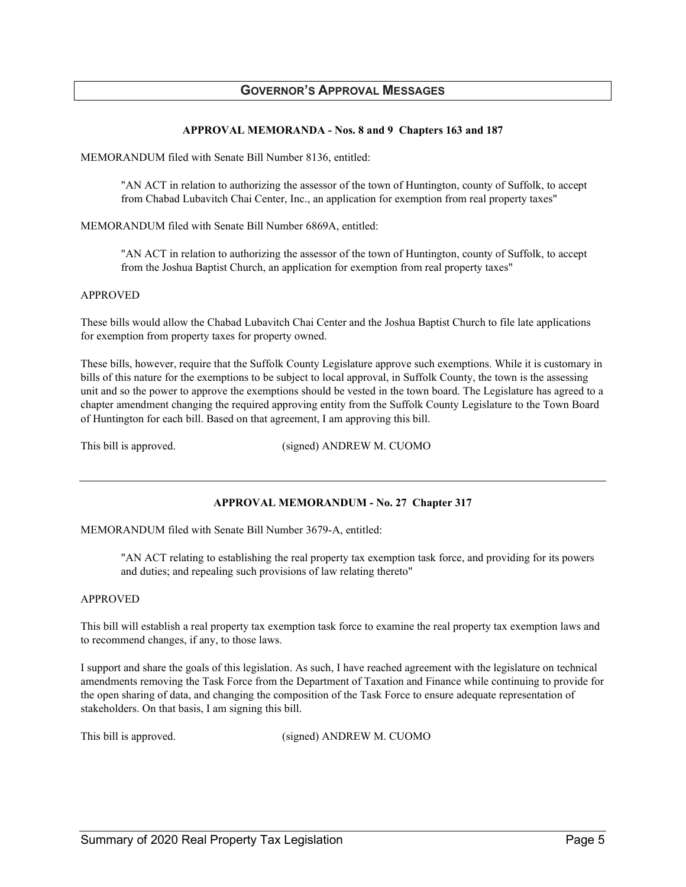## Governor's Approval Messages

### APPROVAL MEMORANDA - Nos. 8 and 9 Chapters 163 and 187

MEMORANDUM filed with Senate Bill Number 8136, entitled:

> "AN ACT in relation to authorizing the assessor of the town of Huntington, county of Suffolk, to accept from Chabad Lubavitch Chai Center, Inc., an application for exemption from real property taxes"

MEMORANDUM filed with Senate Bill Number 6869A, entitled:

> "AN ACT in relation to authorizing the assessor of the town of Huntington, county of Suffolk, to accept from the Joshua Baptist Church, an application for exemption from real property taxes"

APPROVED

These bills would allow the Chabad Lubavitch Chai Center and the Joshua Baptist Church to file late applications for exemption from property taxes for property owned.

These bills, however, require that the Suffolk County Legislature approve such exemptions. While it is customary in bills of this nature for the exemptions to be subject to local approval, in Suffolk County, the town is the assessing unit and so the power to approve the exemptions should be vested in the town board. The Legislature has agreed to a chapter amendment changing the required approving entity from the Suffolk County Legislature to the Town Board of Huntington for each bill. Based on that agreement, I am approving this bill.

This bill is approved. (signed) ANDREW M. CUOMO

---

### APPROVAL MEMORANDUM - No. 27 Chapter 317

MEMORANDUM filed with Senate Bill Number 3679-A, entitled:

> "AN ACT relating to establishing the real property tax exemption task force, and providing for its powers and duties; and repealing such provisions of law relating thereto"

APPROVED

This bill will establish a real property tax exemption task force to examine the real property tax exemption laws and to recommend changes, if any, to those laws.

I support and share the goals of this legislation. As such, I have reached agreement with the legislature on technical amendments removing the Task Force from the Department of Taxation and Finance while continuing to provide for the open sharing of data, and changing the composition of the Task Force to ensure adequate representation of stakeholders. On that basis, I am signing this bill.

This bill is approved. (signed) ANDREW M. CUOMO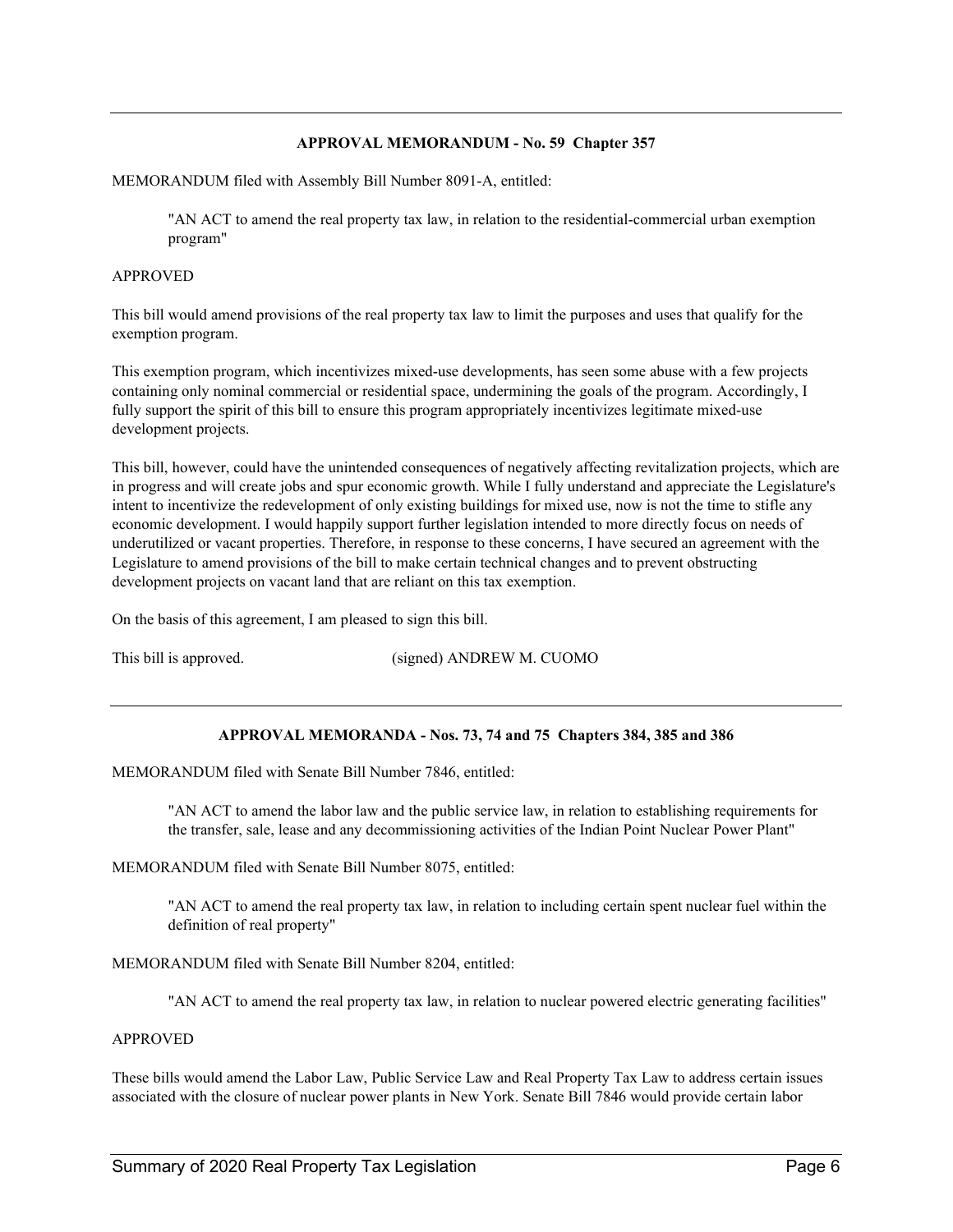---

**APPROVAL MEMORANDUM - No. 59 Chapter 357**

MEMORANDUM filed with Assembly Bill Number 8091-A, entitled:

> "AN ACT to amend the real property tax law, in relation to the residential-commercial urban exemption program"

APPROVED

This bill would amend provisions of the real property tax law to limit the purposes and uses that qualify for the exemption program.

This exemption program, which incentivizes mixed-use developments, has seen some abuse with a few projects containing only nominal commercial or residential space, undermining the goals of the program. Accordingly, I fully support the spirit of this bill to ensure this program appropriately incentivizes legitimate mixed-use development projects.

This bill, however, could have the unintended consequences of negatively affecting revitalization projects, which are in progress and will create jobs and spur economic growth. While I fully understand and appreciate the Legislature's intent to incentivize the redevelopment of only existing buildings for mixed use, now is not the time to stifle any economic development. I would happily support further legislation intended to more directly focus on needs of underutilized or vacant properties. Therefore, in response to these concerns, I have secured an agreement with the Legislature to amend provisions of the bill to make certain technical changes and to prevent obstructing development projects on vacant land that are reliant on this tax exemption.

On the basis of this agreement, I am pleased to sign this bill.

This bill is approved. (signed) ANDREW M. CUOMO

---

**APPROVAL MEMORANDA - Nos. 73, 74 and 75 Chapters 384, 385 and 386**

MEMORANDUM filed with Senate Bill Number 7846, entitled:

> "AN ACT to amend the labor law and the public service law, in relation to establishing requirements for the transfer, sale, lease and any decommissioning activities of the Indian Point Nuclear Power Plant"

MEMORANDUM filed with Senate Bill Number 8075, entitled:

> "AN ACT to amend the real property tax law, in relation to including certain spent nuclear fuel within the definition of real property"

MEMORANDUM filed with Senate Bill Number 8204, entitled:

> "AN ACT to amend the real property tax law, in relation to nuclear powered electric generating facilities"

APPROVED

These bills would amend the Labor Law, Public Service Law and Real Property Tax Law to address certain issues associated with the closure of nuclear power plants in New York. Senate Bill 7846 would provide certain labor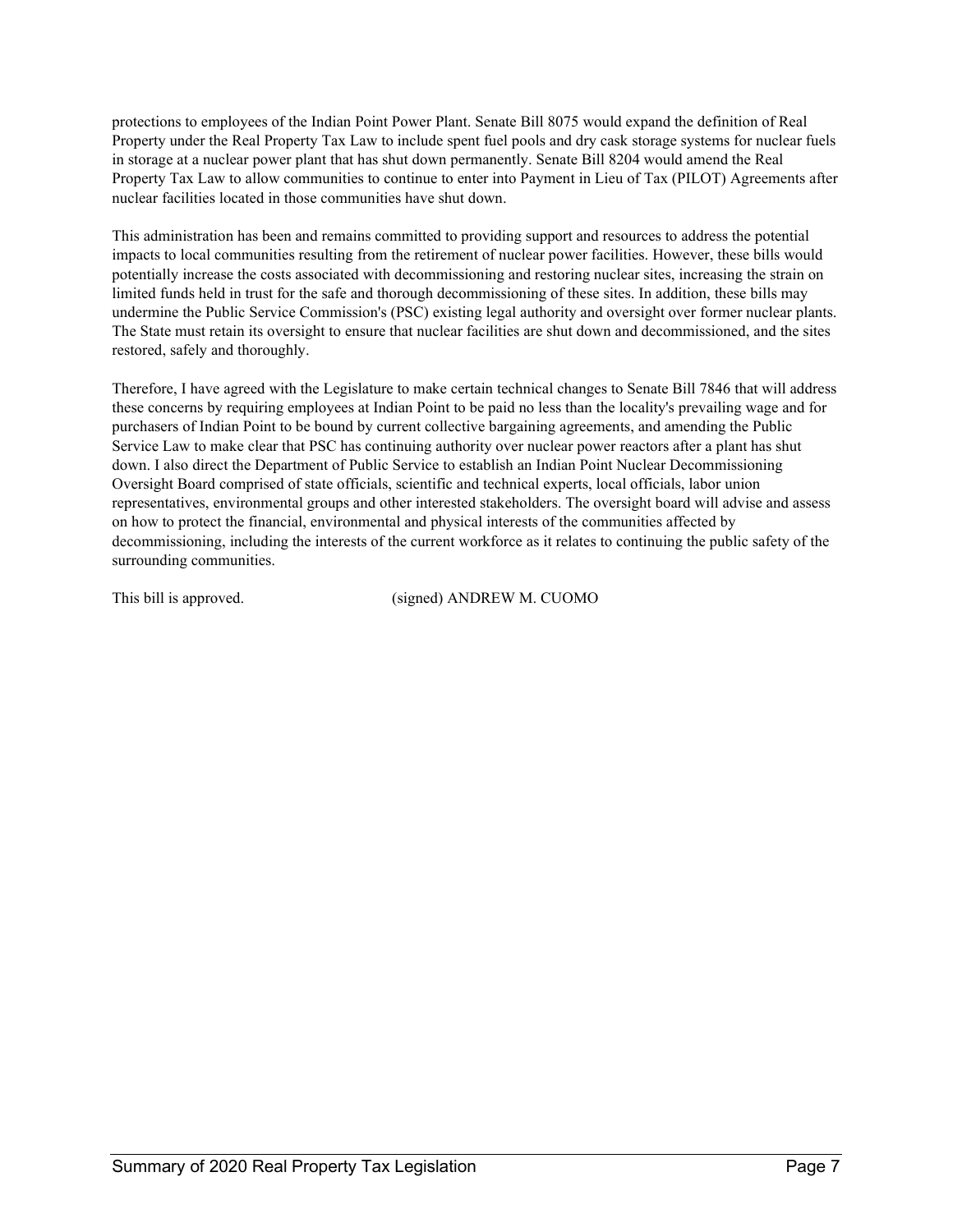protections to employees of the Indian Point Power Plant. Senate Bill 8075 would expand the definition of Real Property under the Real Property Tax Law to include spent fuel pools and dry cask storage systems for nuclear fuels in storage at a nuclear power plant that has shut down permanently. Senate Bill 8204 would amend the Real Property Tax Law to allow communities to continue to enter into Payment in Lieu of Tax (PILOT) Agreements after nuclear facilities located in those communities have shut down.

This administration has been and remains committed to providing support and resources to address the potential impacts to local communities resulting from the retirement of nuclear power facilities. However, these bills would potentially increase the costs associated with decommissioning and restoring nuclear sites, increasing the strain on limited funds held in trust for the safe and thorough decommissioning of these sites. In addition, these bills may undermine the Public Service Commission's (PSC) existing legal authority and oversight over former nuclear plants. The State must retain its oversight to ensure that nuclear facilities are shut down and decommissioned, and the sites restored, safely and thoroughly.

Therefore, I have agreed with the Legislature to make certain technical changes to Senate Bill 7846 that will address these concerns by requiring employees at Indian Point to be paid no less than the locality's prevailing wage and for purchasers of Indian Point to be bound by current collective bargaining agreements, and amending the Public Service Law to make clear that PSC has continuing authority over nuclear power reactors after a plant has shut down. I also direct the Department of Public Service to establish an Indian Point Nuclear Decommissioning Oversight Board comprised of state officials, scientific and technical experts, local officials, labor union representatives, environmental groups and other interested stakeholders. The oversight board will advise and assess on how to protect the financial, environmental and physical interests of the communities affected by decommissioning, including the interests of the current workforce as it relates to continuing the public safety of the surrounding communities.

This bill is approved. (signed) ANDREW M. CUOMO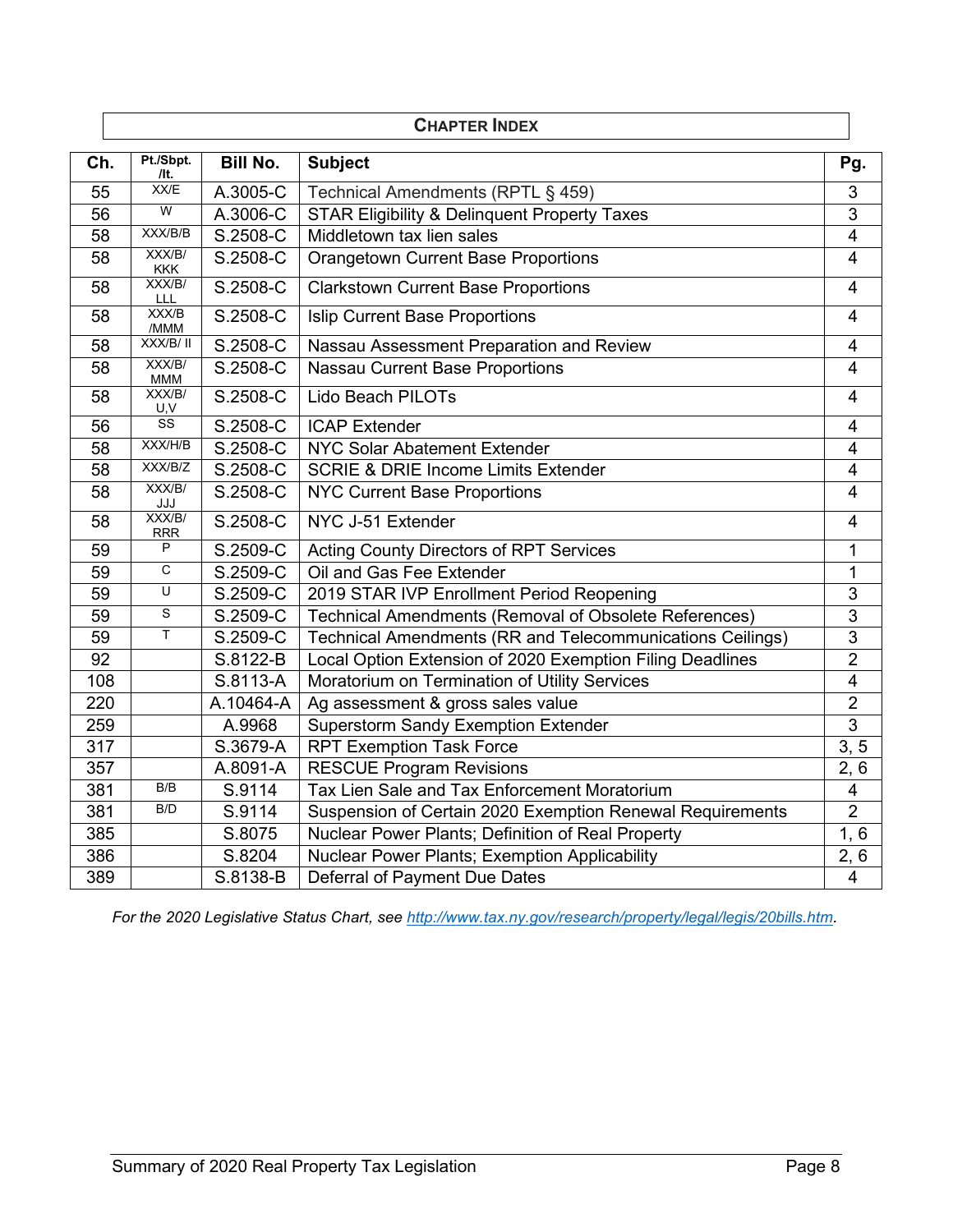## CHAPTER INDEX

| Ch. | Pt./Sbpt./It. | Bill No. | Subject | Pg. |
|---|---|---|---|---|
| 55 | XX/E | A.3005-C | Technical Amendments (RPTL § 459) | 3 |
| 56 | W | A.3006-C | STAR Eligibility & Delinquent Property Taxes | 3 |
| 58 | XXX/B/B | S.2508-C | Middletown tax lien sales | 4 |
| 58 | XXX/B/KKK | S.2508-C | Orangetown Current Base Proportions | 4 |
| 58 | XXX/B/LLL | S.2508-C | Clarkstown Current Base Proportions | 4 |
| 58 | XXX/B/MMM | S.2508-C | Islip Current Base Proportions | 4 |
| 58 | XXX/B/ II | S.2508-C | Nassau Assessment Preparation and Review | 4 |
| 58 | XXX/B/MMM | S.2508-C | Nassau Current Base Proportions | 4 |
| 58 | XXX/B/U,V | S.2508-C | Lido Beach PILOTs | 4 |
| 56 | SS | S.2508-C | ICAP Extender | 4 |
| 58 | XXX/H/B | S.2508-C | NYC Solar Abatement Extender | 4 |
| 58 | XXX/B/Z | S.2508-C | SCRIE & DRIE Income Limits Extender | 4 |
| 58 | XXX/B/JJJ | S.2508-C | NYC Current Base Proportions | 4 |
| 58 | XXX/B/RRR | S.2508-C | NYC J-51 Extender | 4 |
| 59 | P | S.2509-C | Acting County Directors of RPT Services | 1 |
| 59 | C | S.2509-C | Oil and Gas Fee Extender | 1 |
| 59 | U | S.2509-C | 2019 STAR IVP Enrollment Period Reopening | 3 |
| 59 | S | S.2509-C | Technical Amendments (Removal of Obsolete References) | 3 |
| 59 | T | S.2509-C | Technical Amendments (RR and Telecommunications Ceilings) | 3 |
| 92 | | S.8122-B | Local Option Extension of 2020 Exemption Filing Deadlines | 2 |
| 108 | | S.8113-A | Moratorium on Termination of Utility Services | 4 |
| 220 | | A.10464-A | Ag assessment & gross sales value | 2 |
| 259 | | A.9968 | Superstorm Sandy Exemption Extender | 3 |
| 317 | | S.3679-A | RPT Exemption Task Force | 3, 5 |
| 357 | | A.8091-A | RESCUE Program Revisions | 2, 6 |
| 381 | B/B | S.9114 | Tax Lien Sale and Tax Enforcement Moratorium | 4 |
| 381 | B/D | S.9114 | Suspension of Certain 2020 Exemption Renewal Requirements | 2 |
| 385 | | S.8075 | Nuclear Power Plants; Definition of Real Property | 1, 6 |
| 386 | | S.8204 | Nuclear Power Plants; Exemption Applicability | 2, 6 |
| 389 | | S.8138-B | Deferral of Payment Due Dates | 4 |

*For the 2020 Legislative Status Chart, see http://www.tax.ny.gov/research/property/legal/legis/20bills.htm.*